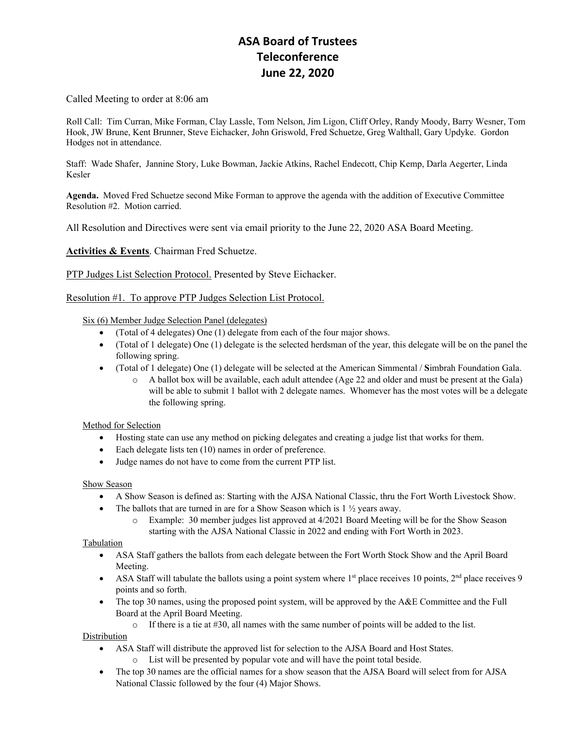# ASA Board of Trustees
# Teleconference
# June 22, 2020

Called Meeting to order at 8:06 am

Roll Call: Tim Curran, Mike Forman, Clay Lassle, Tom Nelson, Jim Ligon, Cliff Orley, Randy Moody, Barry Wesner, Tom Hook, JW Brune, Kent Brunner, Steve Eichacker, John Griswold, Fred Schuetze, Greg Walthall, Gary Updyke. Gordon Hodges not in attendance.

Staff: Wade Shafer, Jannine Story, Luke Bowman, Jackie Atkins, Rachel Endecott, Chip Kemp, Darla Aegerter, Linda Kesler

**Agenda.** Moved Fred Schuetze second Mike Forman to approve the agenda with the addition of Executive Committee Resolution #2. Motion carried.

All Resolution and Directives were sent via email priority to the June 22, 2020 ASA Board Meeting.

<u>**Activities & Events**</u>. Chairman Fred Schuetze.

<u>PTP Judges List Selection Protocol.</u> Presented by Steve Eichacker.

<u>Resolution #1. To approve PTP Judges Selection List Protocol.</u>

<u>Six (6) Member Judge Selection Panel (delegates)</u>

- (Total of 4 delegates) One (1) delegate from each of the four major shows.
- (Total of 1 delegate) One (1) delegate is the selected herdsman of the year, this delegate will be on the panel the following spring.
- (Total of 1 delegate) One (1) delegate will be selected at the American Simmental / **S**imbrah Foundation Gala.
  - A ballot box will be available, each adult attendee (Age 22 and older and must be present at the Gala) will be able to submit 1 ballot with 2 delegate names. Whomever has the most votes will be a delegate the following spring.

<u>Method for Selection</u>

- Hosting state can use any method on picking delegates and creating a judge list that works for them.
- Each delegate lists ten (10) names in order of preference.
- Judge names do not have to come from the current PTP list.

<u>Show Season</u>

- A Show Season is defined as: Starting with the AJSA National Classic, thru the Fort Worth Livestock Show.
- The ballots that are turned in are for a Show Season which is 1 ½ years away.
  - Example: 30 member judges list approved at 4/2021 Board Meeting will be for the Show Season starting with the AJSA National Classic in 2022 and ending with Fort Worth in 2023.

<u>Tabulation</u>

- ASA Staff gathers the ballots from each delegate between the Fort Worth Stock Show and the April Board Meeting.
- ASA Staff will tabulate the ballots using a point system where 1st place receives 10 points, 2nd place receives 9 points and so forth.
- The top 30 names, using the proposed point system, will be approved by the A&E Committee and the Full Board at the April Board Meeting.
  - If there is a tie at #30, all names with the same number of points will be added to the list.

<u>Distribution</u>

- ASA Staff will distribute the approved list for selection to the AJSA Board and Host States.
  - List will be presented by popular vote and will have the point total beside.
- The top 30 names are the official names for a show season that the AJSA Board will select from for AJSA National Classic followed by the four (4) Major Shows.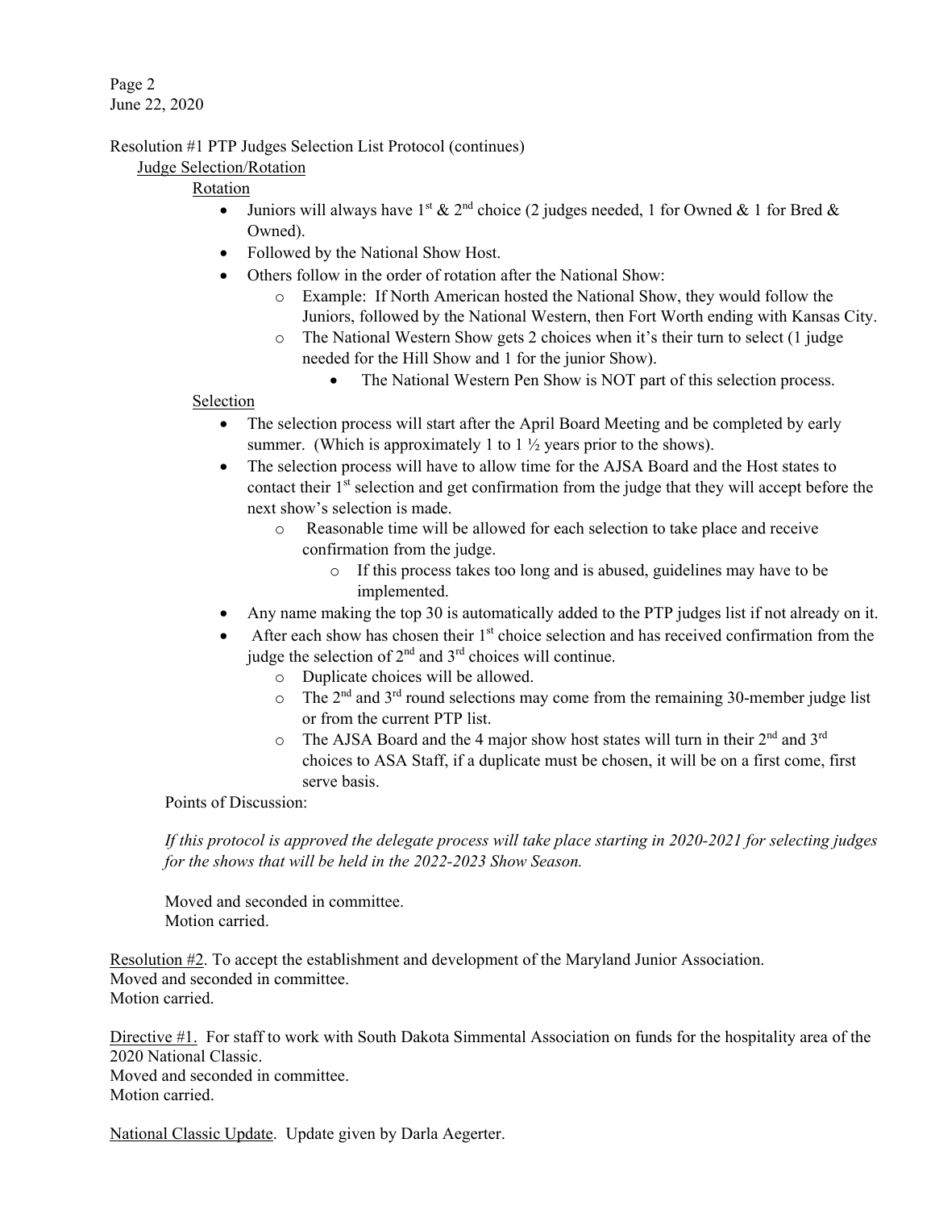Page 2
June 22, 2020

Resolution #1 PTP Judges Selection List Protocol (continues)

Judge Selection/Rotation

Rotation

- Juniors will always have 1st & 2nd choice (2 judges needed, 1 for Owned & 1 for Bred & Owned).
- Followed by the National Show Host.
- Others follow in the order of rotation after the National Show:
    - Example: If North American hosted the National Show, they would follow the Juniors, followed by the National Western, then Fort Worth ending with Kansas City.
    - The National Western Show gets 2 choices when it's their turn to select (1 judge needed for the Hill Show and 1 for the junior Show).
        - The National Western Pen Show is NOT part of this selection process.

Selection

- The selection process will start after the April Board Meeting and be completed by early summer. (Which is approximately 1 to 1 ½ years prior to the shows).
- The selection process will have to allow time for the AJSA Board and the Host states to contact their 1st selection and get confirmation from the judge that they will accept before the next show's selection is made.
    - Reasonable time will be allowed for each selection to take place and receive confirmation from the judge.
        - If this process takes too long and is abused, guidelines may have to be implemented.
- Any name making the top 30 is automatically added to the PTP judges list if not already on it.
- After each show has chosen their 1st choice selection and has received confirmation from the judge the selection of 2nd and 3rd choices will continue.
    - Duplicate choices will be allowed.
    - The 2nd and 3rd round selections may come from the remaining 30-member judge list or from the current PTP list.
    - The AJSA Board and the 4 major show host states will turn in their 2nd and 3rd choices to ASA Staff, if a duplicate must be chosen, it will be on a first come, first serve basis.

Points of Discussion:

*If this protocol is approved the delegate process will take place starting in 2020-2021 for selecting judges for the shows that will be held in the 2022-2023 Show Season.*

Moved and seconded in committee.
Motion carried.

Resolution #2. To accept the establishment and development of the Maryland Junior Association.
Moved and seconded in committee.
Motion carried.

Directive #1. For staff to work with South Dakota Simmental Association on funds for the hospitality area of the 2020 National Classic.
Moved and seconded in committee.
Motion carried.

National Classic Update. Update given by Darla Aegerter.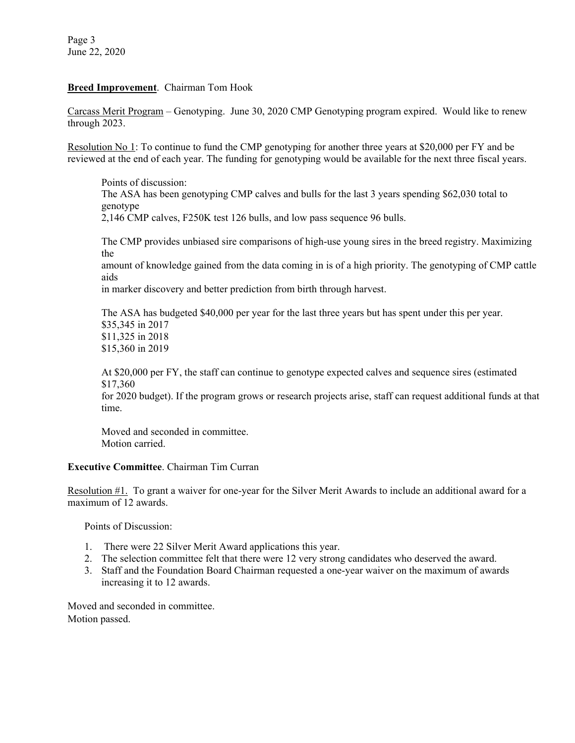**Breed Improvement**. Chairman Tom Hook

Carcass Merit Program – Genotyping. June 30, 2020 CMP Genotyping program expired. Would like to renew through 2023.

Resolution No 1: To continue to fund the CMP genotyping for another three years at $20,000 per FY and be reviewed at the end of each year. The funding for genotyping would be available for the next three fiscal years.

Points of discussion:
The ASA has been genotyping CMP calves and bulls for the last 3 years spending $62,030 total to genotype 2,146 CMP calves, F250K test 126 bulls, and low pass sequence 96 bulls.

The CMP provides unbiased sire comparisons of high-use young sires in the breed registry. Maximizing the amount of knowledge gained from the data coming in is of a high priority. The genotyping of CMP cattle aids in marker discovery and better prediction from birth through harvest.

The ASA has budgeted $40,000 per year for the last three years but has spent under this per year.
$35,345 in 2017
$11,325 in 2018
$15,360 in 2019

At $20,000 per FY, the staff can continue to genotype expected calves and sequence sires (estimated $17,360 for 2020 budget). If the program grows or research projects arise, staff can request additional funds at that time.

Moved and seconded in committee.
Motion carried.

**Executive Committee**. Chairman Tim Curran

Resolution #1. To grant a waiver for one-year for the Silver Merit Awards to include an additional award for a maximum of 12 awards.

Points of Discussion:

1. There were 22 Silver Merit Award applications this year.
2. The selection committee felt that there were 12 very strong candidates who deserved the award.
3. Staff and the Foundation Board Chairman requested a one-year waiver on the maximum of awards increasing it to 12 awards.

Moved and seconded in committee.
Motion passed.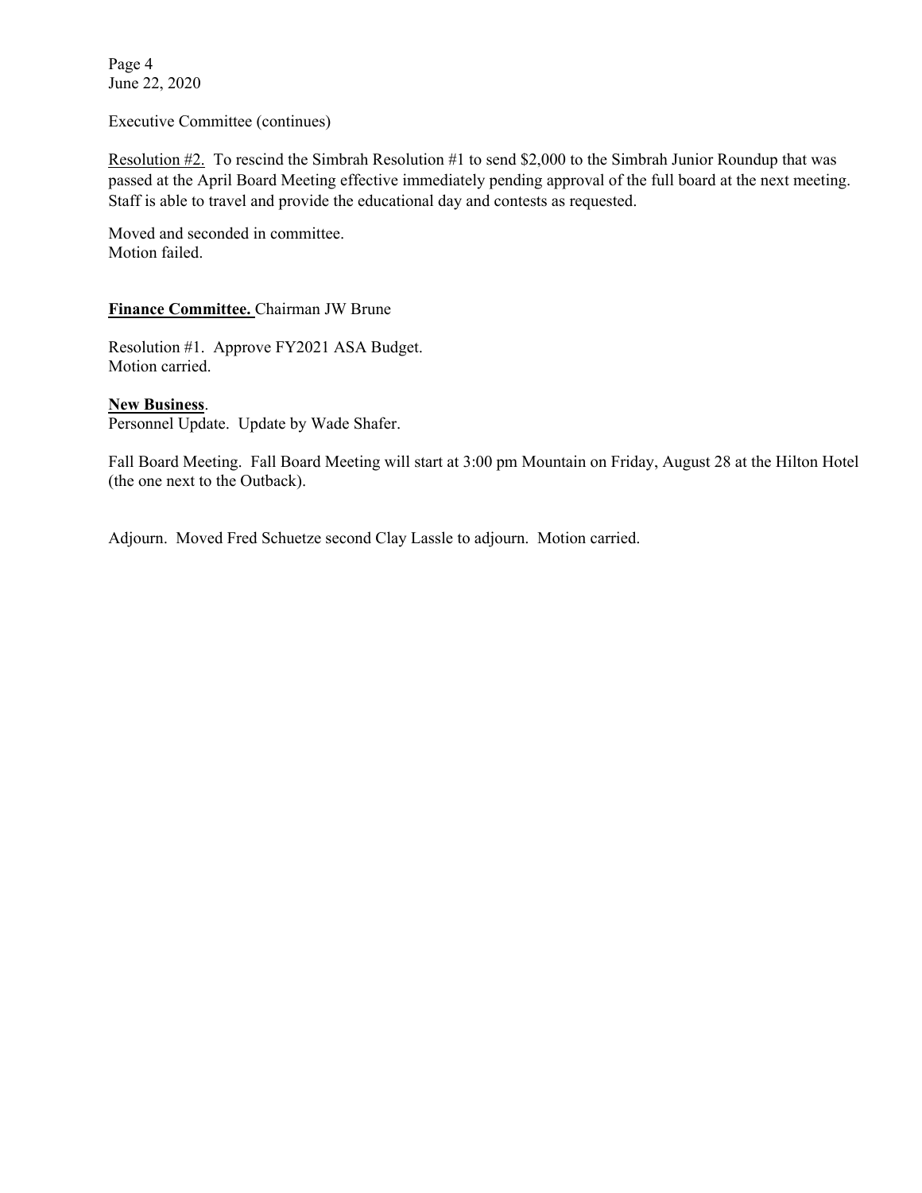Executive Committee (continues)

Resolution #2. To rescind the Simbrah Resolution #1 to send $2,000 to the Simbrah Junior Roundup that was passed at the April Board Meeting effective immediately pending approval of the full board at the next meeting. Staff is able to travel and provide the educational day and contests as requested.

Moved and seconded in committee.
Motion failed.

**Finance Committee.** Chairman JW Brune

Resolution #1. Approve FY2021 ASA Budget.
Motion carried.

**New Business**.
Personnel Update. Update by Wade Shafer.

Fall Board Meeting. Fall Board Meeting will start at 3:00 pm Mountain on Friday, August 28 at the Hilton Hotel (the one next to the Outback).

Adjourn. Moved Fred Schuetze second Clay Lassle to adjourn. Motion carried.